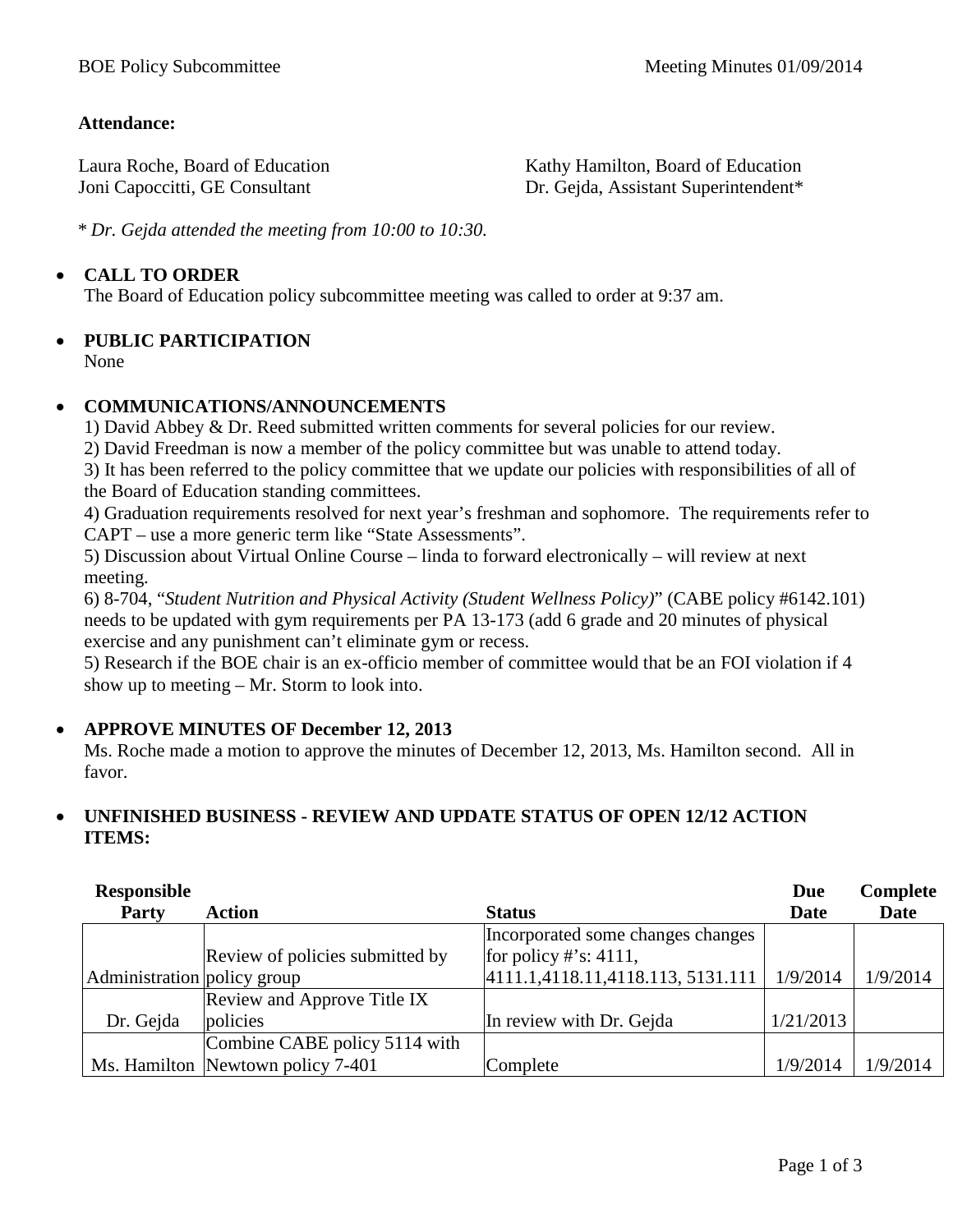BOE Policy Subcommittee Meeting Minutes 01/09/2014

**Attendance:**

Laura Roche, Board of Education
Kathy Hamilton, Board of Education
Joni Capoccitti, GE Consultant
Dr. Gejda, Assistant Superintendent*

\* *Dr. Gejda attended the meeting from 10:00 to 10:30.*

- **CALL TO ORDER**
  The Board of Education policy subcommittee meeting was called to order at 9:37 am.

- **PUBLIC PARTICIPATION**
  None

- **COMMUNICATIONS/ANNOUNCEMENTS**
  1) David Abbey & Dr. Reed submitted written comments for several policies for our review.
  2) David Freedman is now a member of the policy committee but was unable to attend today.
  3) It has been referred to the policy committee that we update our policies with responsibilities of all of the Board of Education standing committees.
  4) Graduation requirements resolved for next year's freshman and sophomore. The requirements refer to CAPT – use a more generic term like "State Assessments".
  5) Discussion about Virtual Online Course – linda to forward electronically – will review at next meeting.
  6) 8-704, "*Student Nutrition and Physical Activity (Student Wellness Policy)*" (CABE policy #6142.101) needs to be updated with gym requirements per PA 13-173 (add 6 grade and 20 minutes of physical exercise and any punishment can't eliminate gym or recess.
  5) Research if the BOE chair is an ex-officio member of committee would that be an FOI violation if 4 show up to meeting – Mr. Storm to look into.

- **APPROVE MINUTES OF December 12, 2013**
  Ms. Roche made a motion to approve the minutes of December 12, 2013, Ms. Hamilton second. All in favor.

- **UNFINISHED BUSINESS - REVIEW AND UPDATE STATUS OF OPEN 12/12 ACTION ITEMS:**

| Responsible Party | Action | Status | Due Date | Complete Date |
|---|---|---|---|---|
| Administration | Review of policies submitted by policy group | Incorporated some changes changes for policy #'s: 4111, 4111.1,4118.11,4118.113, 5131.111 | 1/9/2014 | 1/9/2014 |
| Dr. Gejda | Review and Approve Title IX policies | In review with Dr. Gejda | 1/21/2013 | |
| Ms. Hamilton | Combine CABE policy 5114 with Newtown policy 7-401 | Complete | 1/9/2014 | 1/9/2014 |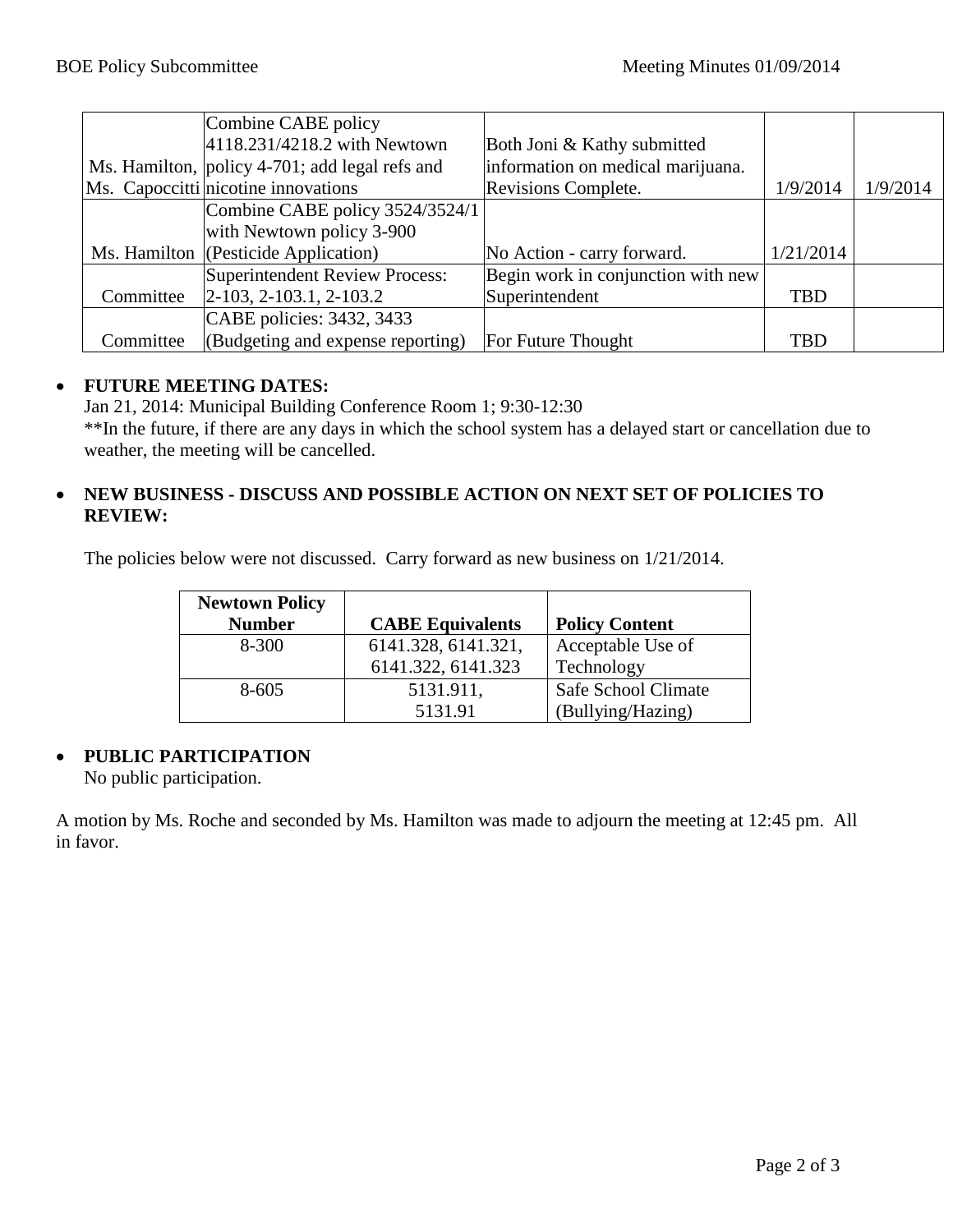| | | | | |
|---|---|---|---|---|
| Ms. Hamilton, Ms. Capoccitti | Combine CABE policy 4118.231/4218.2 with Newtown policy 4-701; add legal refs and nicotine innovations | Both Joni & Kathy submitted information on medical marijuana. Revisions Complete. | 1/9/2014 | 1/9/2014 |
| Ms. Hamilton | Combine CABE policy 3524/3524/1 with Newtown policy 3-900 (Pesticide Application) | No Action - carry forward. | 1/21/2014 | |
| Committee | Superintendent Review Process: 2-103, 2-103.1, 2-103.2 | Begin work in conjunction with new Superintendent | TBD | |
| Committee | CABE policies: 3432, 3433 (Budgeting and expense reporting) | For Future Thought | TBD | |

- **FUTURE MEETING DATES:**
  Jan 21, 2014: Municipal Building Conference Room 1; 9:30-12:30
  **In the future, if there are any days in which the school system has a delayed start or cancellation due to weather, the meeting will be cancelled.

- **NEW BUSINESS - DISCUSS AND POSSIBLE ACTION ON NEXT SET OF POLICIES TO REVIEW:**

  The policies below were not discussed. Carry forward as new business on 1/21/2014.

| Newtown Policy Number | CABE Equivalents | Policy Content |
|---|---|---|
| 8-300 | 6141.328, 6141.321, 6141.322, 6141.323 | Acceptable Use of Technology |
| 8-605 | 5131.911, 5131.91 | Safe School Climate (Bullying/Hazing) |

- **PUBLIC PARTICIPATION**
  No public participation.

A motion by Ms. Roche and seconded by Ms. Hamilton was made to adjourn the meeting at 12:45 pm. All in favor.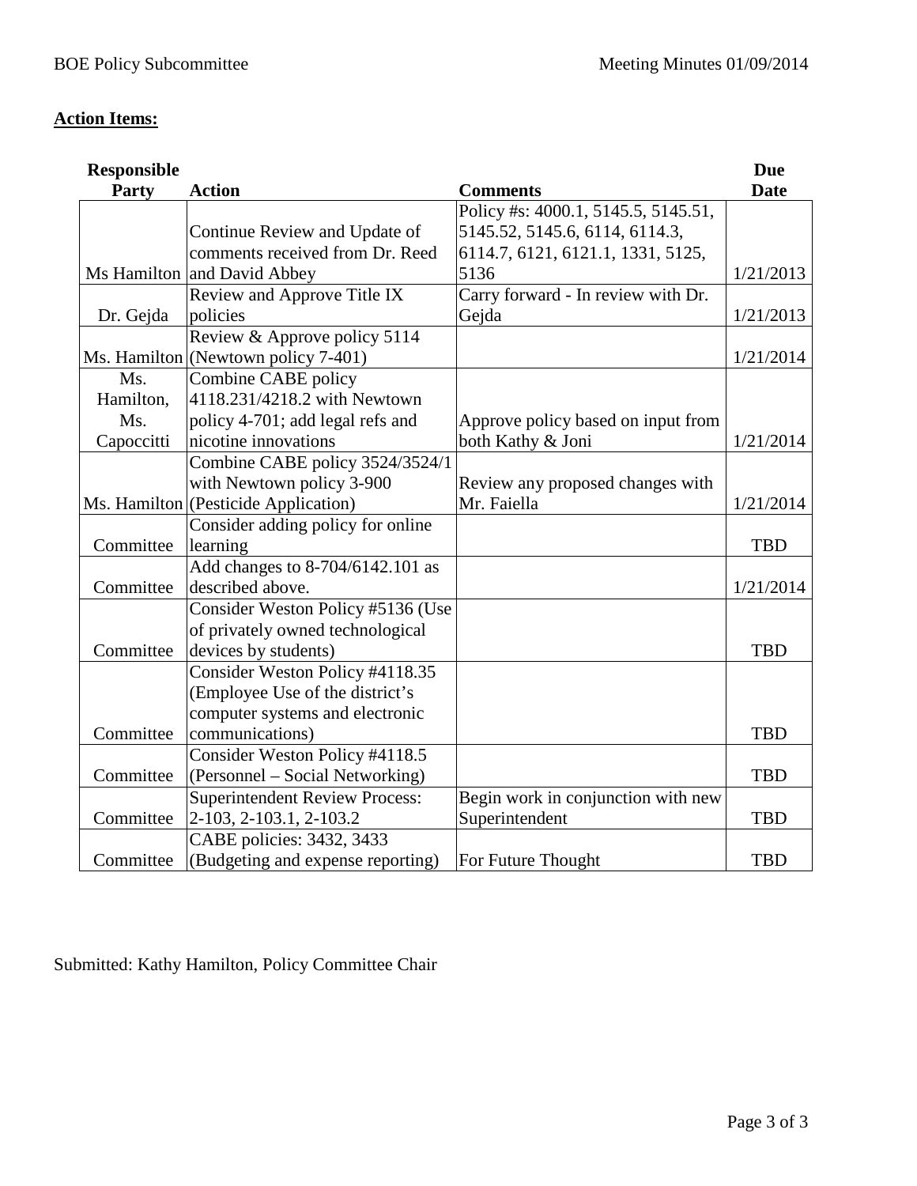**Action Items:**

| Responsible Party | Action | Comments | Due Date |
|---|---|---|---|
| Ms Hamilton | Continue Review and Update of comments received from Dr. Reed and David Abbey | Policy #s: 4000.1, 5145.5, 5145.51, 5145.52, 5145.6, 6114, 6114.3, 6114.7, 6121, 6121.1, 1331, 5125, 5136 | 1/21/2013 |
| Dr. Gejda | Review and Approve Title IX policies | Carry forward - In review with Dr. Gejda | 1/21/2013 |
| Ms. Hamilton | Review & Approve policy 5114 (Newtown policy 7-401) | | 1/21/2014 |
| Ms. Hamilton, Ms. Capoccitti | Combine CABE policy 4118.231/4218.2 with Newtown policy 4-701; add legal refs and nicotine innovations | Approve policy based on input from both Kathy & Joni | 1/21/2014 |
| Ms. Hamilton | Combine CABE policy 3524/3524/1 with Newtown policy 3-900 (Pesticide Application) | Review any proposed changes with Mr. Faiella | 1/21/2014 |
| Committee | Consider adding policy for online learning | | TBD |
| Committee | Add changes to 8-704/6142.101 as described above. | | 1/21/2014 |
| Committee | Consider Weston Policy #5136 (Use of privately owned technological devices by students) | | TBD |
| Committee | Consider Weston Policy #4118.35 (Employee Use of the district's computer systems and electronic communications) | | TBD |
| Committee | Consider Weston Policy #4118.5 (Personnel – Social Networking) | | TBD |
| Committee | Superintendent Review Process: 2-103, 2-103.1, 2-103.2 | Begin work in conjunction with new Superintendent | TBD |
| Committee | CABE policies: 3432, 3433 (Budgeting and expense reporting) | For Future Thought | TBD |

Submitted: Kathy Hamilton, Policy Committee Chair